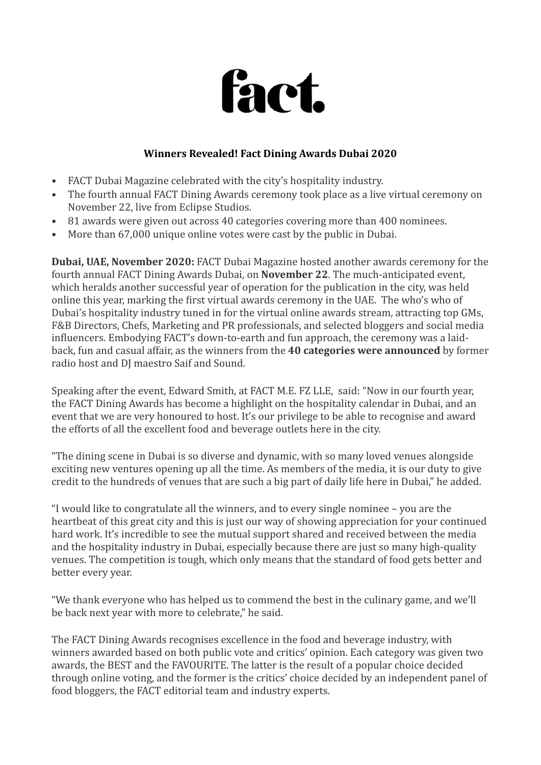# fact.

**Winners Revealed! Fact Dining Awards Dubai 2020**

- FACT Dubai Magazine celebrated with the city's hospitality industry.
- The fourth annual FACT Dining Awards ceremony took place as a live virtual ceremony on November 22, live from Eclipse Studios.
- 81 awards were given out across 40 categories covering more than 400 nominees.
- More than 67,000 unique online votes were cast by the public in Dubai.

**Dubai, UAE, November 2020:** FACT Dubai Magazine hosted another awards ceremony for the fourth annual FACT Dining Awards Dubai, on **November 22**. The much-anticipated event, which heralds another successful year of operation for the publication in the city, was held online this year, marking the first virtual awards ceremony in the UAE. The who's who of Dubai's hospitality industry tuned in for the virtual online awards stream, attracting top GMs, F&B Directors, Chefs, Marketing and PR professionals, and selected bloggers and social media influencers. Embodying FACT's down-to-earth and fun approach, the ceremony was a laid-back, fun and casual affair, as the winners from the **40 categories were announced** by former radio host and DJ maestro Saif and Sound.

Speaking after the event, Edward Smith, at FACT M.E. FZ LLE, said: "Now in our fourth year, the FACT Dining Awards has become a highlight on the hospitality calendar in Dubai, and an event that we are very honoured to host. It's our privilege to be able to recognise and award the efforts of all the excellent food and beverage outlets here in the city.

"The dining scene in Dubai is so diverse and dynamic, with so many loved venues alongside exciting new ventures opening up all the time. As members of the media, it is our duty to give credit to the hundreds of venues that are such a big part of daily life here in Dubai," he added.

"I would like to congratulate all the winners, and to every single nominee – you are the heartbeat of this great city and this is just our way of showing appreciation for your continued hard work. It's incredible to see the mutual support shared and received between the media and the hospitality industry in Dubai, especially because there are just so many high-quality venues. The competition is tough, which only means that the standard of food gets better and better every year.

"We thank everyone who has helped us to commend the best in the culinary game, and we'll be back next year with more to celebrate," he said.

The FACT Dining Awards recognises excellence in the food and beverage industry, with winners awarded based on both public vote and critics' opinion. Each category was given two awards, the BEST and the FAVOURITE. The latter is the result of a popular choice decided through online voting, and the former is the critics' choice decided by an independent panel of food bloggers, the FACT editorial team and industry experts.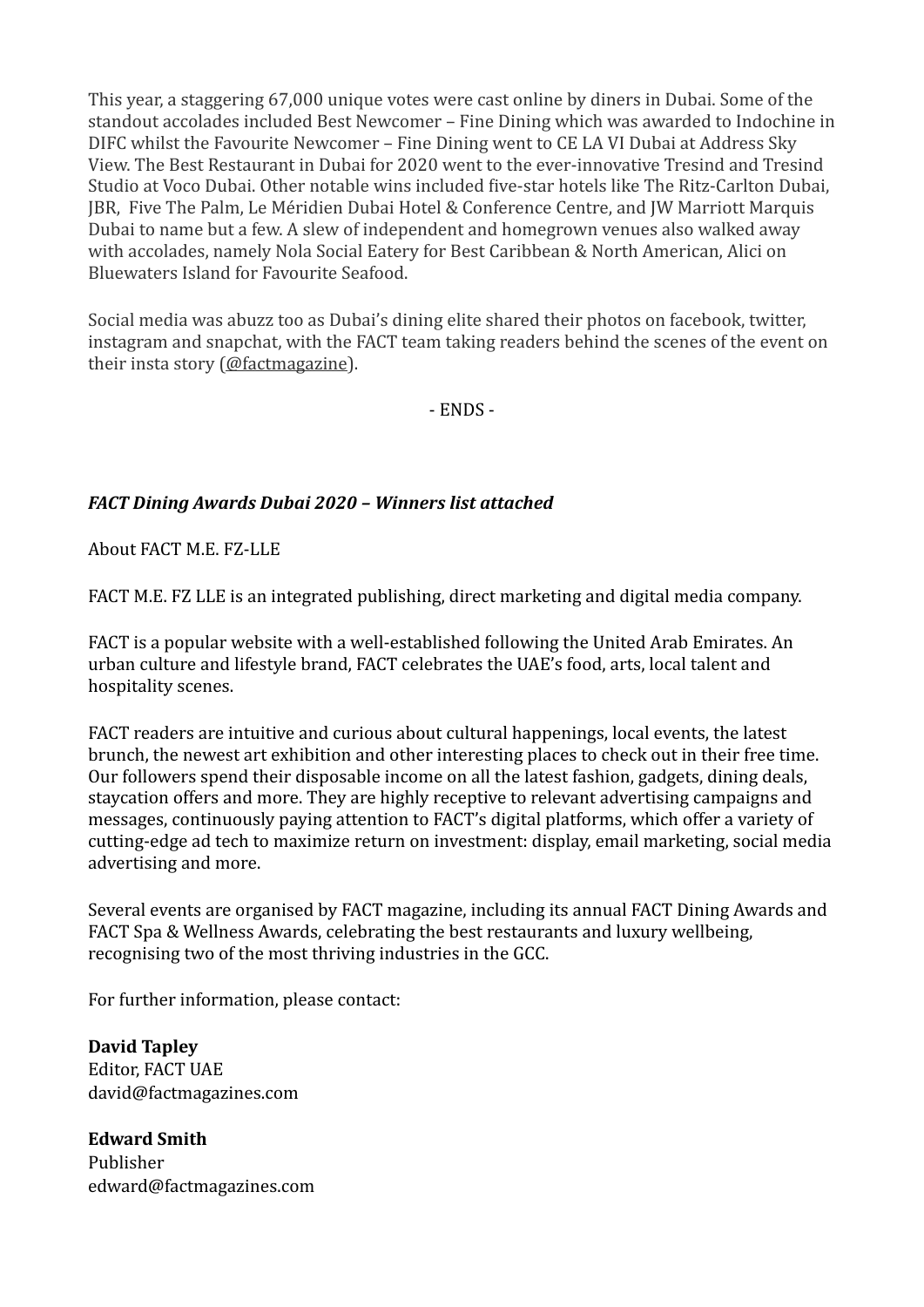This year, a staggering 67,000 unique votes were cast online by diners in Dubai. Some of the standout accolades included Best Newcomer – Fine Dining which was awarded to Indochine in DIFC whilst the Favourite Newcomer – Fine Dining went to CE LA VI Dubai at Address Sky View. The Best Restaurant in Dubai for 2020 went to the ever-innovative Tresind and Tresind Studio at Voco Dubai. Other notable wins included five-star hotels like The Ritz-Carlton Dubai, JBR, Five The Palm, Le Méridien Dubai Hotel & Conference Centre, and JW Marriott Marquis Dubai to name but a few. A slew of independent and homegrown venues also walked away with accolades, namely Nola Social Eatery for Best Caribbean & North American, Alici on Bluewaters Island for Favourite Seafood.

Social media was abuzz too as Dubai's dining elite shared their photos on facebook, twitter, instagram and snapchat, with the FACT team taking readers behind the scenes of the event on their insta story (@factmagazine).

- ENDS -

***FACT Dining Awards Dubai 2020 – Winners list attached***

About FACT M.E. FZ-LLE

FACT M.E. FZ LLE is an integrated publishing, direct marketing and digital media company.

FACT is a popular website with a well-established following the United Arab Emirates. An urban culture and lifestyle brand, FACT celebrates the UAE's food, arts, local talent and hospitality scenes.

FACT readers are intuitive and curious about cultural happenings, local events, the latest brunch, the newest art exhibition and other interesting places to check out in their free time. Our followers spend their disposable income on all the latest fashion, gadgets, dining deals, staycation offers and more. They are highly receptive to relevant advertising campaigns and messages, continuously paying attention to FACT's digital platforms, which offer a variety of cutting-edge ad tech to maximize return on investment: display, email marketing, social media advertising and more.

Several events are organised by FACT magazine, including its annual FACT Dining Awards and FACT Spa & Wellness Awards, celebrating the best restaurants and luxury wellbeing, recognising two of the most thriving industries in the GCC.

For further information, please contact:

**David Tapley**
Editor, FACT UAE
david@factmagazines.com

**Edward Smith**
Publisher
edward@factmagazines.com